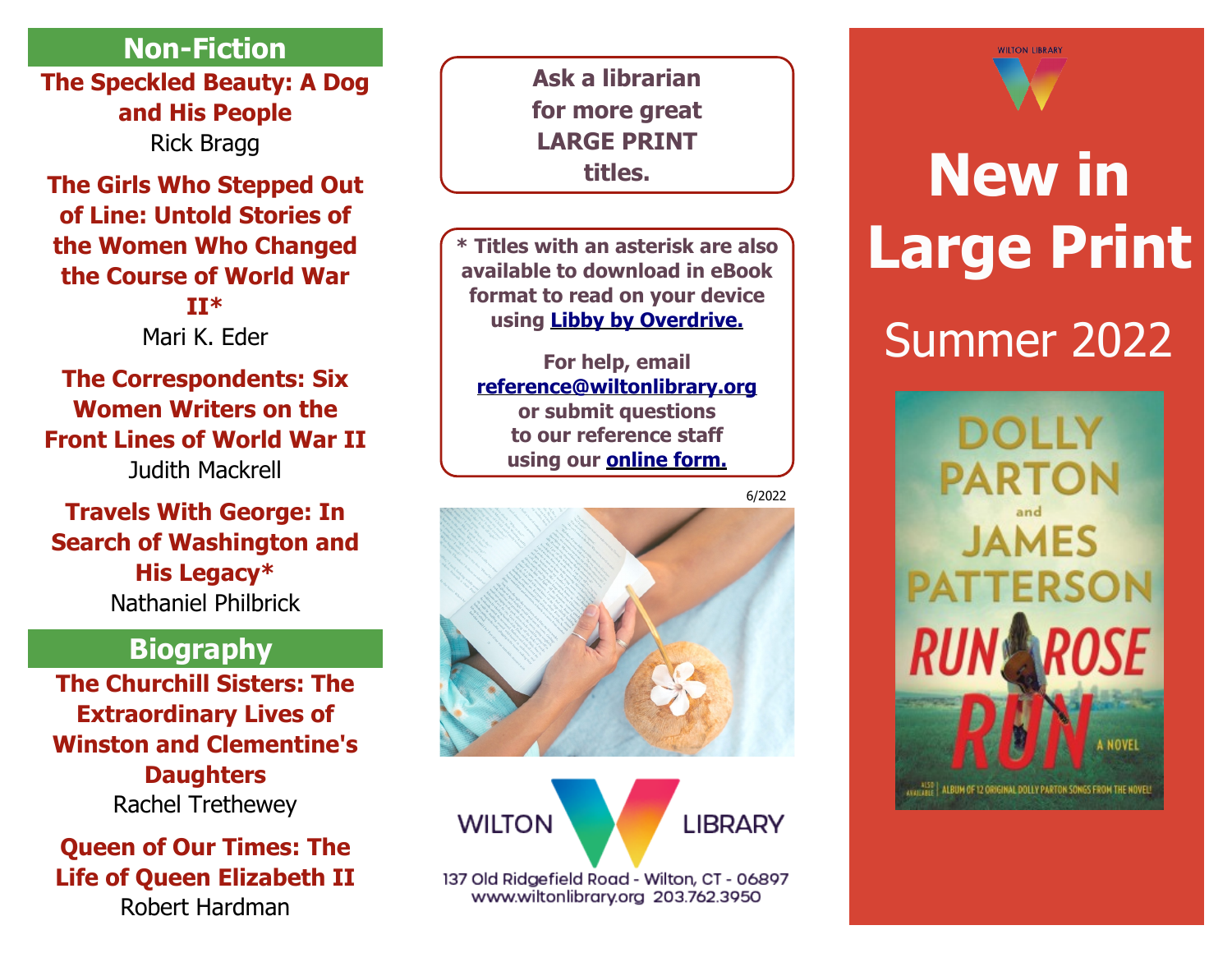## Non-Fiction

**The Speckled Beauty: A Dog and His People**
Rick Bragg

**The Girls Who Stepped Out of Line: Untold Stories of the Women Who Changed the Course of World War II***
Mari K. Eder

**The Correspondents: Six Women Writers on the Front Lines of World War II**
Judith Mackrell

**Travels With George: In Search of Washington and His Legacy***
Nathaniel Philbrick

## Biography

**The Churchill Sisters: The Extraordinary Lives of Winston and Clementine's Daughters**
Rachel Trethewey

**Queen of Our Times: The Life of Queen Elizabeth II**
Robert Hardman

**Ask a librarian for more great LARGE PRINT titles.**

**\* Titles with an asterisk are also available to download in eBook format to read on your device using [Libby by Overdrive.]()**

**For help, email [reference@wiltonlibrary.org]() or submit questions to our reference staff using our [online form.]()**

6/2022

WILTON LIBRARY
137 Old Ridgefield Road - Wilton, CT - 06897
www.wiltonlibrary.org 203.762.3950

WILTON LIBRARY

# New in Large Print

Summer 2022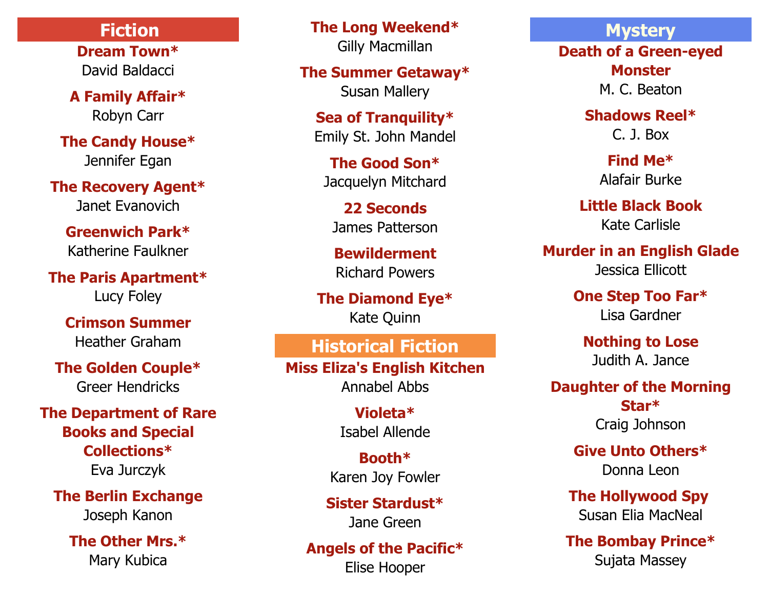## Fiction

**Dream Town***
David Baldacci

**A Family Affair***
Robyn Carr

**The Candy House***
Jennifer Egan

**The Recovery Agent***
Janet Evanovich

**Greenwich Park***
Katherine Faulkner

**The Paris Apartment***
Lucy Foley

**Crimson Summer**
Heather Graham

**The Golden Couple***
Greer Hendricks

**The Department of Rare Books and Special Collections***
Eva Jurczyk

**The Berlin Exchange**
Joseph Kanon

**The Other Mrs.***
Mary Kubica

**The Long Weekend***
Gilly Macmillan

**The Summer Getaway***
Susan Mallery

**Sea of Tranquility***
Emily St. John Mandel

**The Good Son***
Jacquelyn Mitchard

**22 Seconds**
James Patterson

**Bewilderment**
Richard Powers

**The Diamond Eye***
Kate Quinn

## Historical Fiction

**Miss Eliza's English Kitchen**
Annabel Abbs

**Violeta***
Isabel Allende

**Booth***
Karen Joy Fowler

**Sister Stardust***
Jane Green

**Angels of the Pacific***
Elise Hooper

## Mystery

**Death of a Green-eyed Monster**
M. C. Beaton

**Shadows Reel***
C. J. Box

**Find Me***
Alafair Burke

**Little Black Book**
Kate Carlisle

**Murder in an English Glade**
Jessica Ellicott

**One Step Too Far***
Lisa Gardner

**Nothing to Lose**
Judith A. Jance

**Daughter of the Morning Star***
Craig Johnson

**Give Unto Others***
Donna Leon

**The Hollywood Spy**
Susan Elia MacNeal

**The Bombay Prince***
Sujata Massey